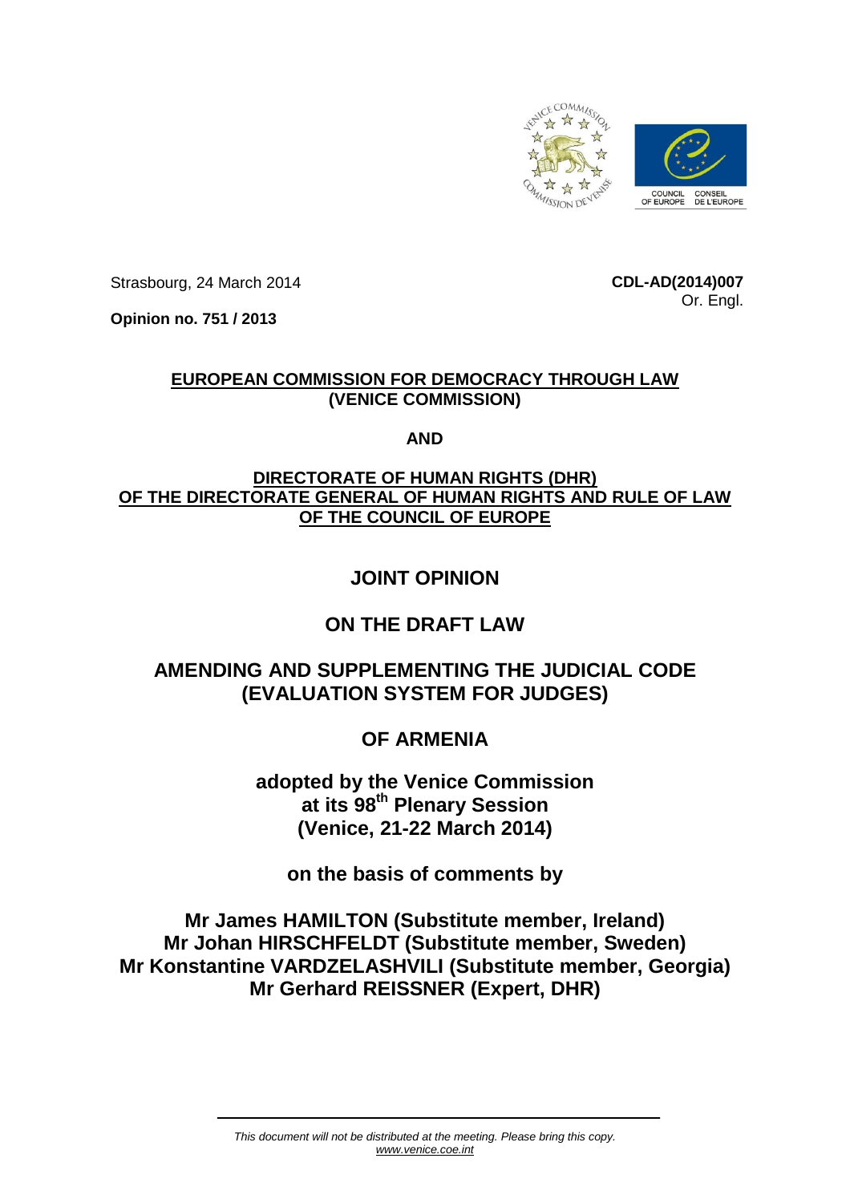Strasbourg, 24 March 2014

**CDL-AD(2014)007**
Or. Engl.

**Opinion no. 751 / 2013**

**EUROPEAN COMMISSION FOR DEMOCRACY THROUGH LAW**
**(VENICE COMMISSION)**

**AND**

**DIRECTORATE OF HUMAN RIGHTS (DHR)**
**OF THE DIRECTORATE GENERAL OF HUMAN RIGHTS AND RULE OF LAW**
**OF THE COUNCIL OF EUROPE**

# JOINT OPINION

# ON THE DRAFT LAW

# AMENDING AND SUPPLEMENTING THE JUDICIAL CODE (EVALUATION SYSTEM FOR JUDGES)

# OF ARMENIA

**adopted by the Venice Commission**
**at its 98th Plenary Session**
**(Venice, 21-22 March 2014)**

**on the basis of comments by**

**Mr James HAMILTON (Substitute member, Ireland)**
**Mr Johan HIRSCHFELDT (Substitute member, Sweden)**
**Mr Konstantine VARDZELASHVILI (Substitute member, Georgia)**
**Mr Gerhard REISSNER (Expert, DHR)**

*This document will not be distributed at the meeting. Please bring this copy.*
*www.venice.coe.int*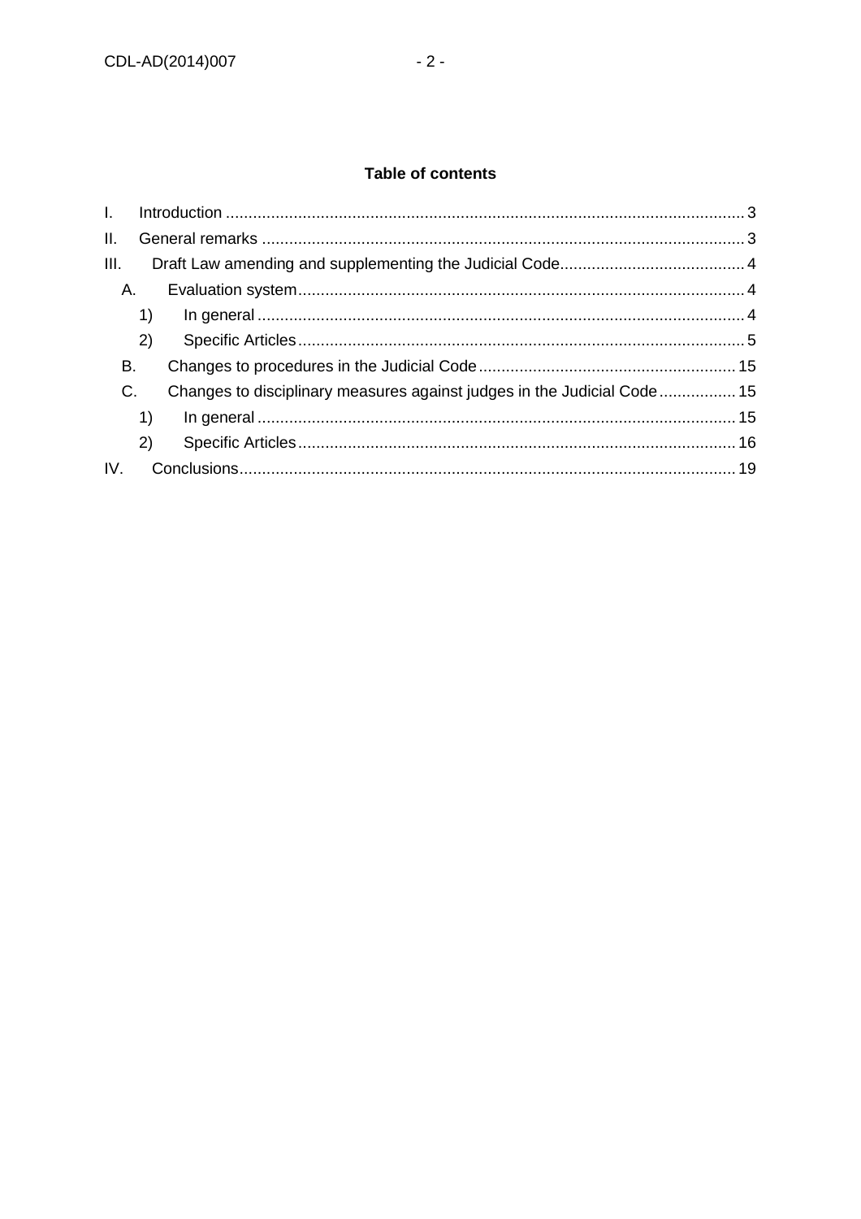**Table of contents**

I. Introduction .................................................................................................................. 3
II. General remarks .......................................................................................................... 3
III. Draft Law amending and supplementing the Judicial Code......................................... 4
  A. Evaluation system................................................................................................... 4
    1) In general ........................................................................................................... 4
    2) Specific Articles.................................................................................................. 5
  B. Changes to procedures in the Judicial Code......................................................... 15
  C. Changes to disciplinary measures against judges in the Judicial Code................. 15
    1) In general .......................................................................................................... 15
    2) Specific Articles................................................................................................ 16
IV. Conclusions............................................................................................................. 19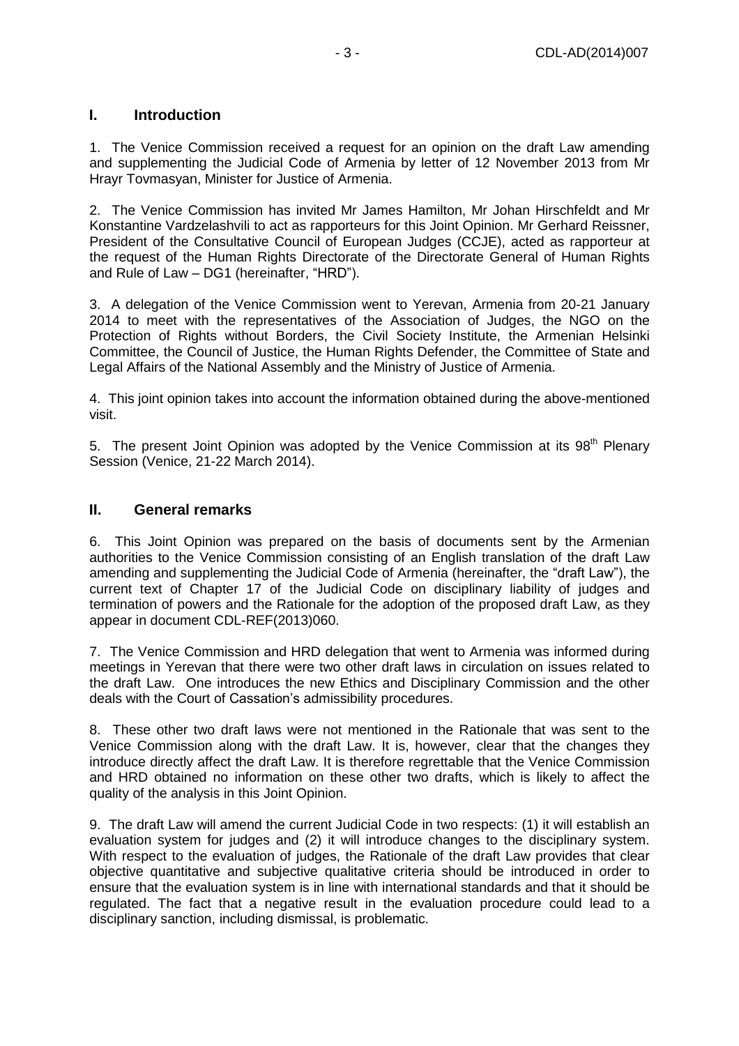## I. Introduction

1. The Venice Commission received a request for an opinion on the draft Law amending and supplementing the Judicial Code of Armenia by letter of 12 November 2013 from Mr Hrayr Tovmasyan, Minister for Justice of Armenia.

2. The Venice Commission has invited Mr James Hamilton, Mr Johan Hirschfeldt and Mr Konstantine Vardzelashvili to act as rapporteurs for this Joint Opinion. Mr Gerhard Reissner, President of the Consultative Council of European Judges (CCJE), acted as rapporteur at the request of the Human Rights Directorate of the Directorate General of Human Rights and Rule of Law – DG1 (hereinafter, "HRD").

3. A delegation of the Venice Commission went to Yerevan, Armenia from 20-21 January 2014 to meet with the representatives of the Association of Judges, the NGO on the Protection of Rights without Borders, the Civil Society Institute, the Armenian Helsinki Committee, the Council of Justice, the Human Rights Defender, the Committee of State and Legal Affairs of the National Assembly and the Ministry of Justice of Armenia.

4. This joint opinion takes into account the information obtained during the above-mentioned visit.

5. The present Joint Opinion was adopted by the Venice Commission at its 98th Plenary Session (Venice, 21-22 March 2014).

## II. General remarks

6. This Joint Opinion was prepared on the basis of documents sent by the Armenian authorities to the Venice Commission consisting of an English translation of the draft Law amending and supplementing the Judicial Code of Armenia (hereinafter, the "draft Law"), the current text of Chapter 17 of the Judicial Code on disciplinary liability of judges and termination of powers and the Rationale for the adoption of the proposed draft Law, as they appear in document CDL-REF(2013)060.

7. The Venice Commission and HRD delegation that went to Armenia was informed during meetings in Yerevan that there were two other draft laws in circulation on issues related to the draft Law. One introduces the new Ethics and Disciplinary Commission and the other deals with the Court of Cassation's admissibility procedures.

8. These other two draft laws were not mentioned in the Rationale that was sent to the Venice Commission along with the draft Law. It is, however, clear that the changes they introduce directly affect the draft Law. It is therefore regrettable that the Venice Commission and HRD obtained no information on these other two drafts, which is likely to affect the quality of the analysis in this Joint Opinion.

9. The draft Law will amend the current Judicial Code in two respects: (1) it will establish an evaluation system for judges and (2) it will introduce changes to the disciplinary system. With respect to the evaluation of judges, the Rationale of the draft Law provides that clear objective quantitative and subjective qualitative criteria should be introduced in order to ensure that the evaluation system is in line with international standards and that it should be regulated. The fact that a negative result in the evaluation procedure could lead to a disciplinary sanction, including dismissal, is problematic.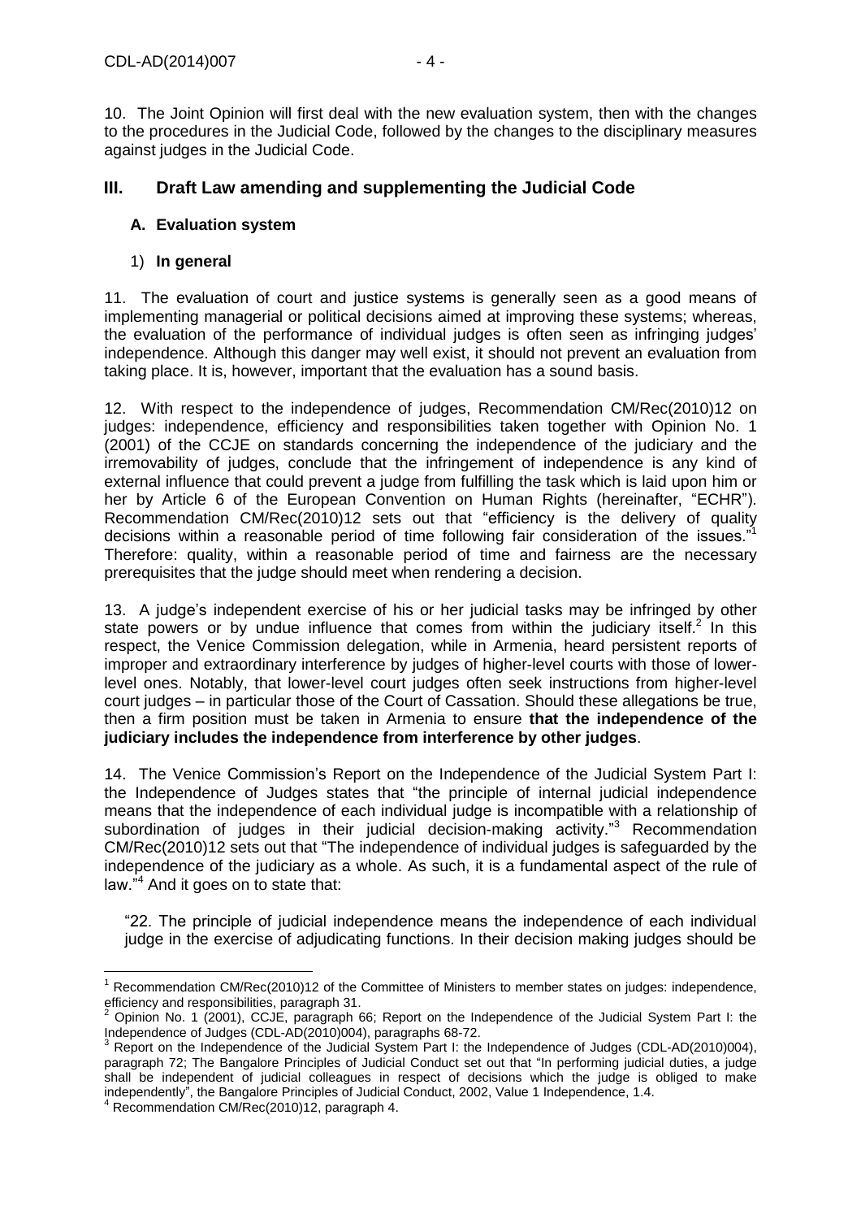10. The Joint Opinion will first deal with the new evaluation system, then with the changes to the procedures in the Judicial Code, followed by the changes to the disciplinary measures against judges in the Judicial Code.

## III. Draft Law amending and supplementing the Judicial Code

### A. Evaluation system

#### 1) In general

11. The evaluation of court and justice systems is generally seen as a good means of implementing managerial or political decisions aimed at improving these systems; whereas, the evaluation of the performance of individual judges is often seen as infringing judges' independence. Although this danger may well exist, it should not prevent an evaluation from taking place. It is, however, important that the evaluation has a sound basis.

12. With respect to the independence of judges, Recommendation CM/Rec(2010)12 on judges: independence, efficiency and responsibilities taken together with Opinion No. 1 (2001) of the CCJE on standards concerning the independence of the judiciary and the irremovability of judges, conclude that the infringement of independence is any kind of external influence that could prevent a judge from fulfilling the task which is laid upon him or her by Article 6 of the European Convention on Human Rights (hereinafter, "ECHR"). Recommendation CM/Rec(2010)12 sets out that "efficiency is the delivery of quality decisions within a reasonable period of time following fair consideration of the issues."[1] Therefore: quality, within a reasonable period of time and fairness are the necessary prerequisites that the judge should meet when rendering a decision.

13. A judge's independent exercise of his or her judicial tasks may be infringed by other state powers or by undue influence that comes from within the judiciary itself.[2] In this respect, the Venice Commission delegation, while in Armenia, heard persistent reports of improper and extraordinary interference by judges of higher-level courts with those of lower-level ones. Notably, that lower-level court judges often seek instructions from higher-level court judges – in particular those of the Court of Cassation. Should these allegations be true, then a firm position must be taken in Armenia to ensure **that the independence of the judiciary includes the independence from interference by other judges**.

14. The Venice Commission's Report on the Independence of the Judicial System Part I: the Independence of Judges states that "the principle of internal judicial independence means that the independence of each individual judge is incompatible with a relationship of subordination of judges in their judicial decision-making activity."[3] Recommendation CM/Rec(2010)12 sets out that "The independence of individual judges is safeguarded by the independence of the judiciary as a whole. As such, it is a fundamental aspect of the rule of law."[4] And it goes on to state that:

> "22. The principle of judicial independence means the independence of each individual judge in the exercise of adjudicating functions. In their decision making judges should be

---

[1] Recommendation CM/Rec(2010)12 of the Committee of Ministers to member states on judges: independence, efficiency and responsibilities, paragraph 31.

[2] Opinion No. 1 (2001), CCJE, paragraph 66; Report on the Independence of the Judicial System Part I: the Independence of Judges (CDL-AD(2010)004), paragraphs 68-72.

[3] Report on the Independence of the Judicial System Part I: the Independence of Judges (CDL-AD(2010)004), paragraph 72; The Bangalore Principles of Judicial Conduct set out that "In performing judicial duties, a judge shall be independent of judicial colleagues in respect of decisions which the judge is obliged to make independently", the Bangalore Principles of Judicial Conduct, 2002, Value 1 Independence, 1.4.

[4] Recommendation CM/Rec(2010)12, paragraph 4.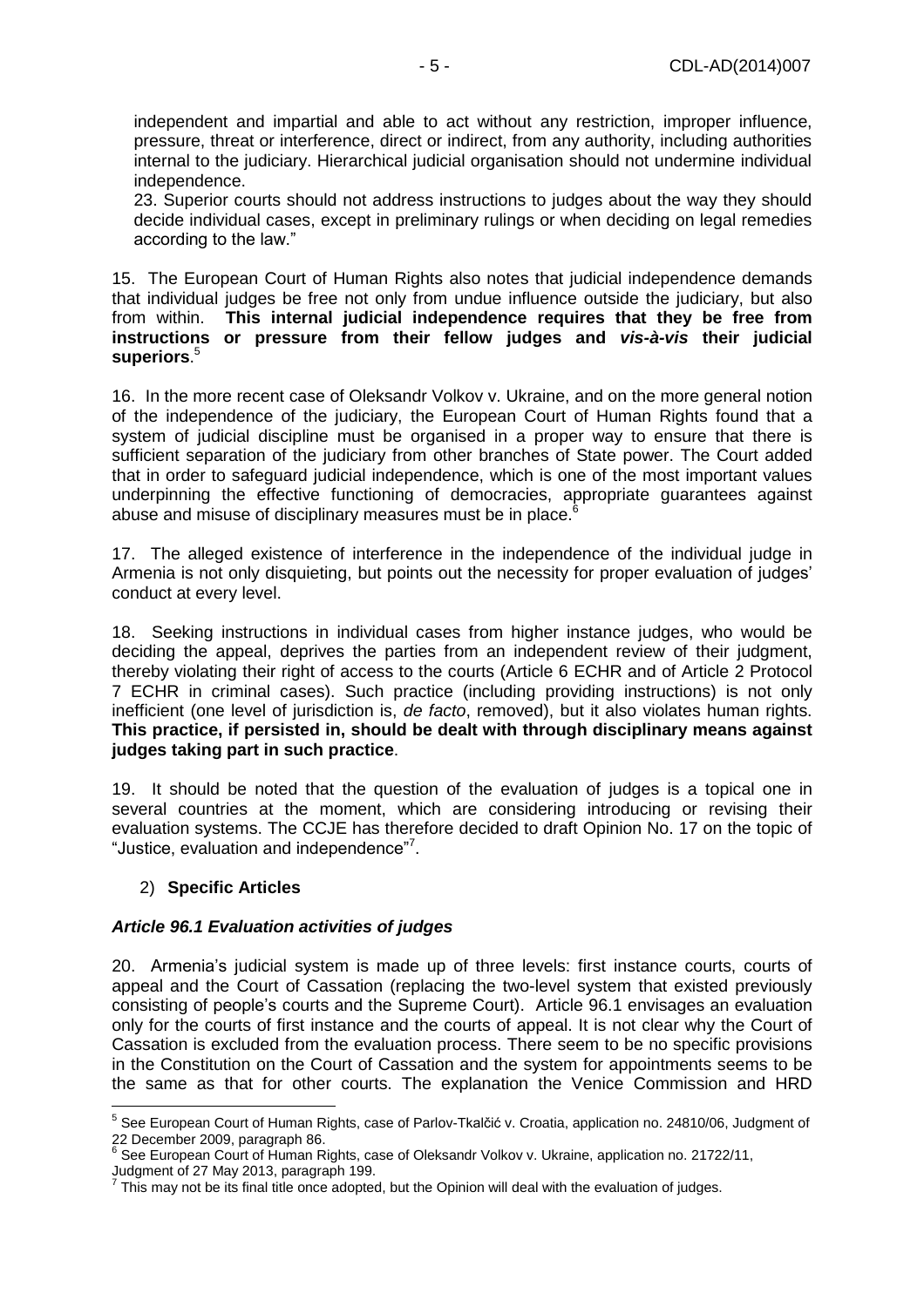independent and impartial and able to act without any restriction, improper influence, pressure, threat or interference, direct or indirect, from any authority, including authorities internal to the judiciary. Hierarchical judicial organisation should not undermine individual independence.

23. Superior courts should not address instructions to judges about the way they should decide individual cases, except in preliminary rulings or when deciding on legal remedies according to the law."

15. The European Court of Human Rights also notes that judicial independence demands that individual judges be free not only from undue influence outside the judiciary, but also from within. **This internal judicial independence requires that they be free from instructions or pressure from their fellow judges and *vis-à-vis* their judicial superiors**.[5]

16. In the more recent case of Oleksandr Volkov v. Ukraine, and on the more general notion of the independence of the judiciary, the European Court of Human Rights found that a system of judicial discipline must be organised in a proper way to ensure that there is sufficient separation of the judiciary from other branches of State power. The Court added that in order to safeguard judicial independence, which is one of the most important values underpinning the effective functioning of democracies, appropriate guarantees against abuse and misuse of disciplinary measures must be in place.[6]

17. The alleged existence of interference in the independence of the individual judge in Armenia is not only disquieting, but points out the necessity for proper evaluation of judges' conduct at every level.

18. Seeking instructions in individual cases from higher instance judges, who would be deciding the appeal, deprives the parties from an independent review of their judgment, thereby violating their right of access to the courts (Article 6 ECHR and of Article 2 Protocol 7 ECHR in criminal cases). Such practice (including providing instructions) is not only inefficient (one level of jurisdiction is, *de facto*, removed), but it also violates human rights. **This practice, if persisted in, should be dealt with through disciplinary means against judges taking part in such practice**.

19. It should be noted that the question of the evaluation of judges is a topical one in several countries at the moment, which are considering introducing or revising their evaluation systems. The CCJE has therefore decided to draft Opinion No. 17 on the topic of "Justice, evaluation and independence"[7].

## 2) **Specific Articles**

### *Article 96.1 Evaluation activities of judges*

20. Armenia's judicial system is made up of three levels: first instance courts, courts of appeal and the Court of Cassation (replacing the two-level system that existed previously consisting of people's courts and the Supreme Court). Article 96.1 envisages an evaluation only for the courts of first instance and the courts of appeal. It is not clear why the Court of Cassation is excluded from the evaluation process. There seem to be no specific provisions in the Constitution on the Court of Cassation and the system for appointments seems to be the same as that for other courts. The explanation the Venice Commission and HRD

---

[5] See European Court of Human Rights, case of Parlov-Tkalčić v. Croatia, application no. 24810/06, Judgment of 22 December 2009, paragraph 86.

[6] See European Court of Human Rights, case of Oleksandr Volkov v. Ukraine, application no. 21722/11, Judgment of 27 May 2013, paragraph 199.

[7] This may not be its final title once adopted, but the Opinion will deal with the evaluation of judges.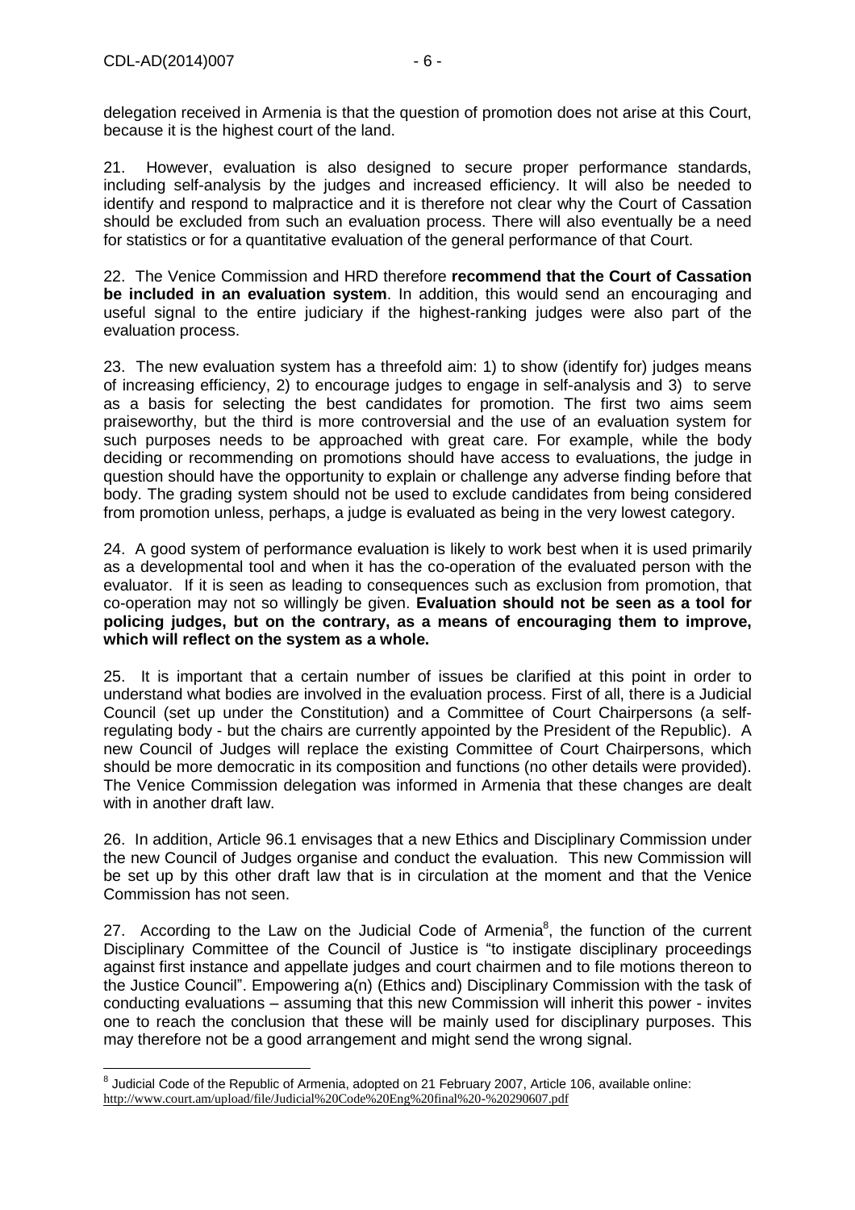delegation received in Armenia is that the question of promotion does not arise at this Court, because it is the highest court of the land.

21. However, evaluation is also designed to secure proper performance standards, including self-analysis by the judges and increased efficiency. It will also be needed to identify and respond to malpractice and it is therefore not clear why the Court of Cassation should be excluded from such an evaluation process. There will also eventually be a need for statistics or for a quantitative evaluation of the general performance of that Court.

22. The Venice Commission and HRD therefore **recommend that the Court of Cassation be included in an evaluation system**. In addition, this would send an encouraging and useful signal to the entire judiciary if the highest-ranking judges were also part of the evaluation process.

23. The new evaluation system has a threefold aim: 1) to show (identify for) judges means of increasing efficiency, 2) to encourage judges to engage in self-analysis and 3) to serve as a basis for selecting the best candidates for promotion. The first two aims seem praiseworthy, but the third is more controversial and the use of an evaluation system for such purposes needs to be approached with great care. For example, while the body deciding or recommending on promotions should have access to evaluations, the judge in question should have the opportunity to explain or challenge any adverse finding before that body. The grading system should not be used to exclude candidates from being considered from promotion unless, perhaps, a judge is evaluated as being in the very lowest category.

24. A good system of performance evaluation is likely to work best when it is used primarily as a developmental tool and when it has the co-operation of the evaluated person with the evaluator. If it is seen as leading to consequences such as exclusion from promotion, that co-operation may not so willingly be given. **Evaluation should not be seen as a tool for policing judges, but on the contrary, as a means of encouraging them to improve, which will reflect on the system as a whole.**

25. It is important that a certain number of issues be clarified at this point in order to understand what bodies are involved in the evaluation process. First of all, there is a Judicial Council (set up under the Constitution) and a Committee of Court Chairpersons (a self-regulating body - but the chairs are currently appointed by the President of the Republic). A new Council of Judges will replace the existing Committee of Court Chairpersons, which should be more democratic in its composition and functions (no other details were provided). The Venice Commission delegation was informed in Armenia that these changes are dealt with in another draft law.

26. In addition, Article 96.1 envisages that a new Ethics and Disciplinary Commission under the new Council of Judges organise and conduct the evaluation. This new Commission will be set up by this other draft law that is in circulation at the moment and that the Venice Commission has not seen.

27. According to the Law on the Judicial Code of Armenia[8], the function of the current Disciplinary Committee of the Council of Justice is "to instigate disciplinary proceedings against first instance and appellate judges and court chairmen and to file motions thereon to the Justice Council". Empowering a(n) (Ethics and) Disciplinary Commission with the task of conducting evaluations – assuming that this new Commission will inherit this power - invites one to reach the conclusion that these will be mainly used for disciplinary purposes. This may therefore not be a good arrangement and might send the wrong signal.

[8] Judicial Code of the Republic of Armenia, adopted on 21 February 2007, Article 106, available online: http://www.court.am/upload/file/Judicial%20Code%20Eng%20final%20-%20290607.pdf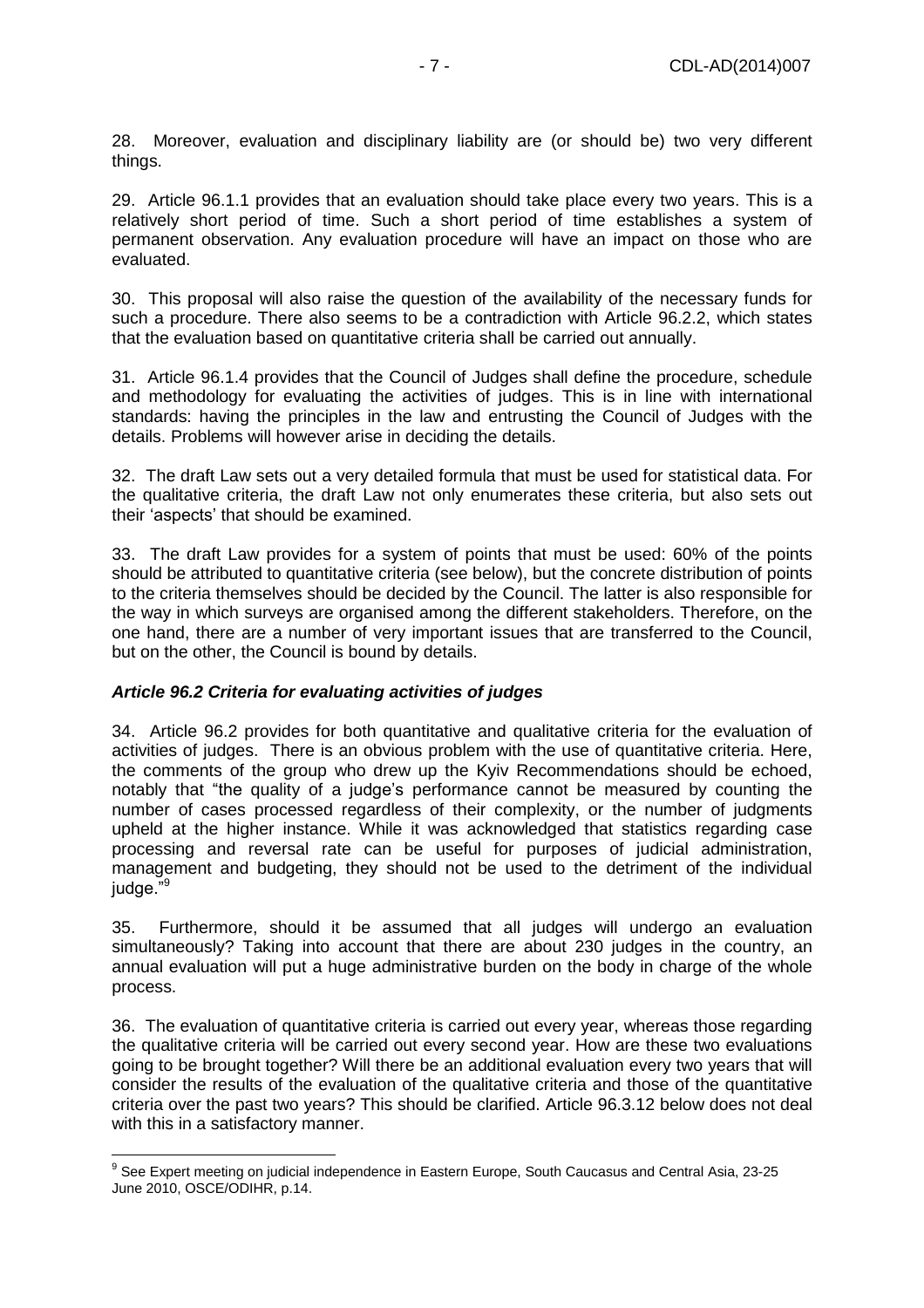28. Moreover, evaluation and disciplinary liability are (or should be) two very different things.

29. Article 96.1.1 provides that an evaluation should take place every two years. This is a relatively short period of time. Such a short period of time establishes a system of permanent observation. Any evaluation procedure will have an impact on those who are evaluated.

30. This proposal will also raise the question of the availability of the necessary funds for such a procedure. There also seems to be a contradiction with Article 96.2.2, which states that the evaluation based on quantitative criteria shall be carried out annually.

31. Article 96.1.4 provides that the Council of Judges shall define the procedure, schedule and methodology for evaluating the activities of judges. This is in line with international standards: having the principles in the law and entrusting the Council of Judges with the details. Problems will however arise in deciding the details.

32. The draft Law sets out a very detailed formula that must be used for statistical data. For the qualitative criteria, the draft Law not only enumerates these criteria, but also sets out their 'aspects' that should be examined.

33. The draft Law provides for a system of points that must be used: 60% of the points should be attributed to quantitative criteria (see below), but the concrete distribution of points to the criteria themselves should be decided by the Council. The latter is also responsible for the way in which surveys are organised among the different stakeholders. Therefore, on the one hand, there are a number of very important issues that are transferred to the Council, but on the other, the Council is bound by details.

### ***Article 96.2 Criteria for evaluating activities of judges***

34. Article 96.2 provides for both quantitative and qualitative criteria for the evaluation of activities of judges. There is an obvious problem with the use of quantitative criteria. Here, the comments of the group who drew up the Kyiv Recommendations should be echoed, notably that "the quality of a judge's performance cannot be measured by counting the number of cases processed regardless of their complexity, or the number of judgments upheld at the higher instance. While it was acknowledged that statistics regarding case processing and reversal rate can be useful for purposes of judicial administration, management and budgeting, they should not be used to the detriment of the individual judge."[9]

35. Furthermore, should it be assumed that all judges will undergo an evaluation simultaneously? Taking into account that there are about 230 judges in the country, an annual evaluation will put a huge administrative burden on the body in charge of the whole process.

36. The evaluation of quantitative criteria is carried out every year, whereas those regarding the qualitative criteria will be carried out every second year. How are these two evaluations going to be brought together? Will there be an additional evaluation every two years that will consider the results of the evaluation of the qualitative criteria and those of the quantitative criteria over the past two years? This should be clarified. Article 96.3.12 below does not deal with this in a satisfactory manner.

---

[9] See Expert meeting on judicial independence in Eastern Europe, South Caucasus and Central Asia, 23-25 June 2010, OSCE/ODIHR, p.14.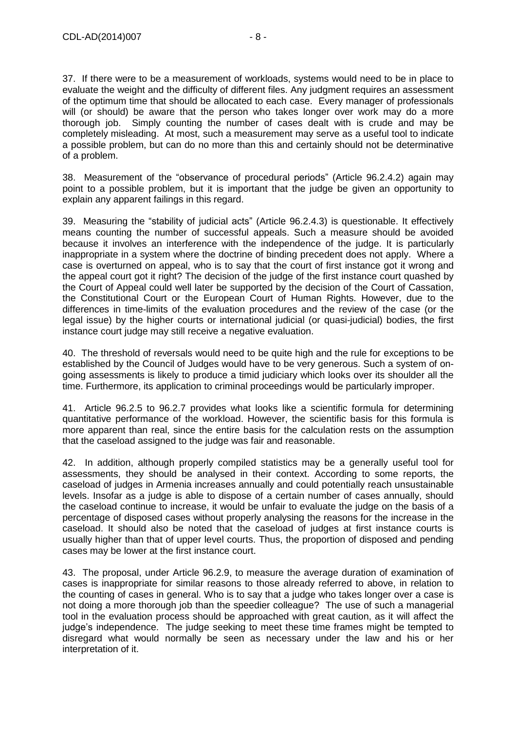37. If there were to be a measurement of workloads, systems would need to be in place to evaluate the weight and the difficulty of different files. Any judgment requires an assessment of the optimum time that should be allocated to each case. Every manager of professionals will (or should) be aware that the person who takes longer over work may do a more thorough job. Simply counting the number of cases dealt with is crude and may be completely misleading. At most, such a measurement may serve as a useful tool to indicate a possible problem, but can do no more than this and certainly should not be determinative of a problem.

38. Measurement of the "observance of procedural periods" (Article 96.2.4.2) again may point to a possible problem, but it is important that the judge be given an opportunity to explain any apparent failings in this regard.

39. Measuring the "stability of judicial acts" (Article 96.2.4.3) is questionable. It effectively means counting the number of successful appeals. Such a measure should be avoided because it involves an interference with the independence of the judge. It is particularly inappropriate in a system where the doctrine of binding precedent does not apply. Where a case is overturned on appeal, who is to say that the court of first instance got it wrong and the appeal court got it right? The decision of the judge of the first instance court quashed by the Court of Appeal could well later be supported by the decision of the Court of Cassation, the Constitutional Court or the European Court of Human Rights. However, due to the differences in time-limits of the evaluation procedures and the review of the case (or the legal issue) by the higher courts or international judicial (or quasi-judicial) bodies, the first instance court judge may still receive a negative evaluation.

40. The threshold of reversals would need to be quite high and the rule for exceptions to be established by the Council of Judges would have to be very generous. Such a system of on-going assessments is likely to produce a timid judiciary which looks over its shoulder all the time. Furthermore, its application to criminal proceedings would be particularly improper.

41. Article 96.2.5 to 96.2.7 provides what looks like a scientific formula for determining quantitative performance of the workload. However, the scientific basis for this formula is more apparent than real, since the entire basis for the calculation rests on the assumption that the caseload assigned to the judge was fair and reasonable.

42. In addition, although properly compiled statistics may be a generally useful tool for assessments, they should be analysed in their context. According to some reports, the caseload of judges in Armenia increases annually and could potentially reach unsustainable levels. Insofar as a judge is able to dispose of a certain number of cases annually, should the caseload continue to increase, it would be unfair to evaluate the judge on the basis of a percentage of disposed cases without properly analysing the reasons for the increase in the caseload. It should also be noted that the caseload of judges at first instance courts is usually higher than that of upper level courts. Thus, the proportion of disposed and pending cases may be lower at the first instance court.

43. The proposal, under Article 96.2.9, to measure the average duration of examination of cases is inappropriate for similar reasons to those already referred to above, in relation to the counting of cases in general. Who is to say that a judge who takes longer over a case is not doing a more thorough job than the speedier colleague? The use of such a managerial tool in the evaluation process should be approached with great caution, as it will affect the judge's independence. The judge seeking to meet these time frames might be tempted to disregard what would normally be seen as necessary under the law and his or her interpretation of it.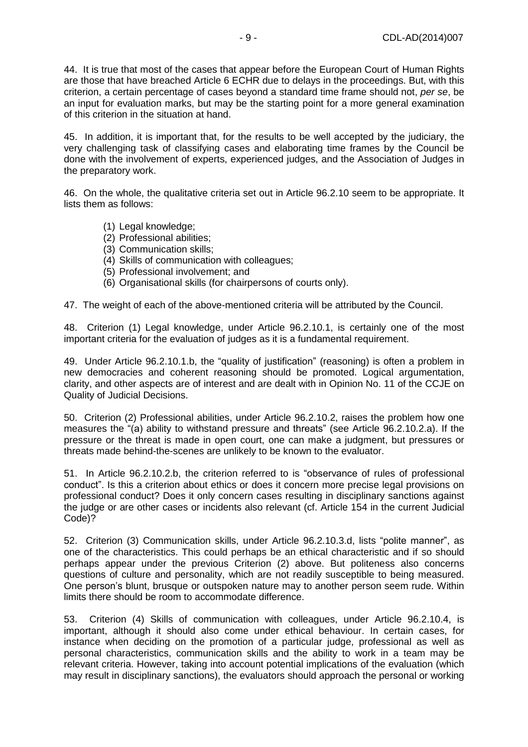44. It is true that most of the cases that appear before the European Court of Human Rights are those that have breached Article 6 ECHR due to delays in the proceedings. But, with this criterion, a certain percentage of cases beyond a standard time frame should not, *per se*, be an input for evaluation marks, but may be the starting point for a more general examination of this criterion in the situation at hand.

45. In addition, it is important that, for the results to be well accepted by the judiciary, the very challenging task of classifying cases and elaborating time frames by the Council be done with the involvement of experts, experienced judges, and the Association of Judges in the preparatory work.

46. On the whole, the qualitative criteria set out in Article 96.2.10 seem to be appropriate. It lists them as follows:

(1) Legal knowledge;
(2) Professional abilities;
(3) Communication skills;
(4) Skills of communication with colleagues;
(5) Professional involvement; and
(6) Organisational skills (for chairpersons of courts only).

47. The weight of each of the above-mentioned criteria will be attributed by the Council.

48. Criterion (1) Legal knowledge, under Article 96.2.10.1, is certainly one of the most important criteria for the evaluation of judges as it is a fundamental requirement.

49. Under Article 96.2.10.1.b, the "quality of justification" (reasoning) is often a problem in new democracies and coherent reasoning should be promoted. Logical argumentation, clarity, and other aspects are of interest and are dealt with in Opinion No. 11 of the CCJE on Quality of Judicial Decisions.

50. Criterion (2) Professional abilities, under Article 96.2.10.2, raises the problem how one measures the "(a) ability to withstand pressure and threats" (see Article 96.2.10.2.a). If the pressure or the threat is made in open court, one can make a judgment, but pressures or threats made behind-the-scenes are unlikely to be known to the evaluator.

51. In Article 96.2.10.2.b, the criterion referred to is "observance of rules of professional conduct". Is this a criterion about ethics or does it concern more precise legal provisions on professional conduct? Does it only concern cases resulting in disciplinary sanctions against the judge or are other cases or incidents also relevant (cf. Article 154 in the current Judicial Code)?

52. Criterion (3) Communication skills, under Article 96.2.10.3.d, lists "polite manner", as one of the characteristics. This could perhaps be an ethical characteristic and if so should perhaps appear under the previous Criterion (2) above. But politeness also concerns questions of culture and personality, which are not readily susceptible to being measured. One person's blunt, brusque or outspoken nature may to another person seem rude. Within limits there should be room to accommodate difference.

53. Criterion (4) Skills of communication with colleagues, under Article 96.2.10.4, is important, although it should also come under ethical behaviour. In certain cases, for instance when deciding on the promotion of a particular judge, professional as well as personal characteristics, communication skills and the ability to work in a team may be relevant criteria. However, taking into account potential implications of the evaluation (which may result in disciplinary sanctions), the evaluators should approach the personal or working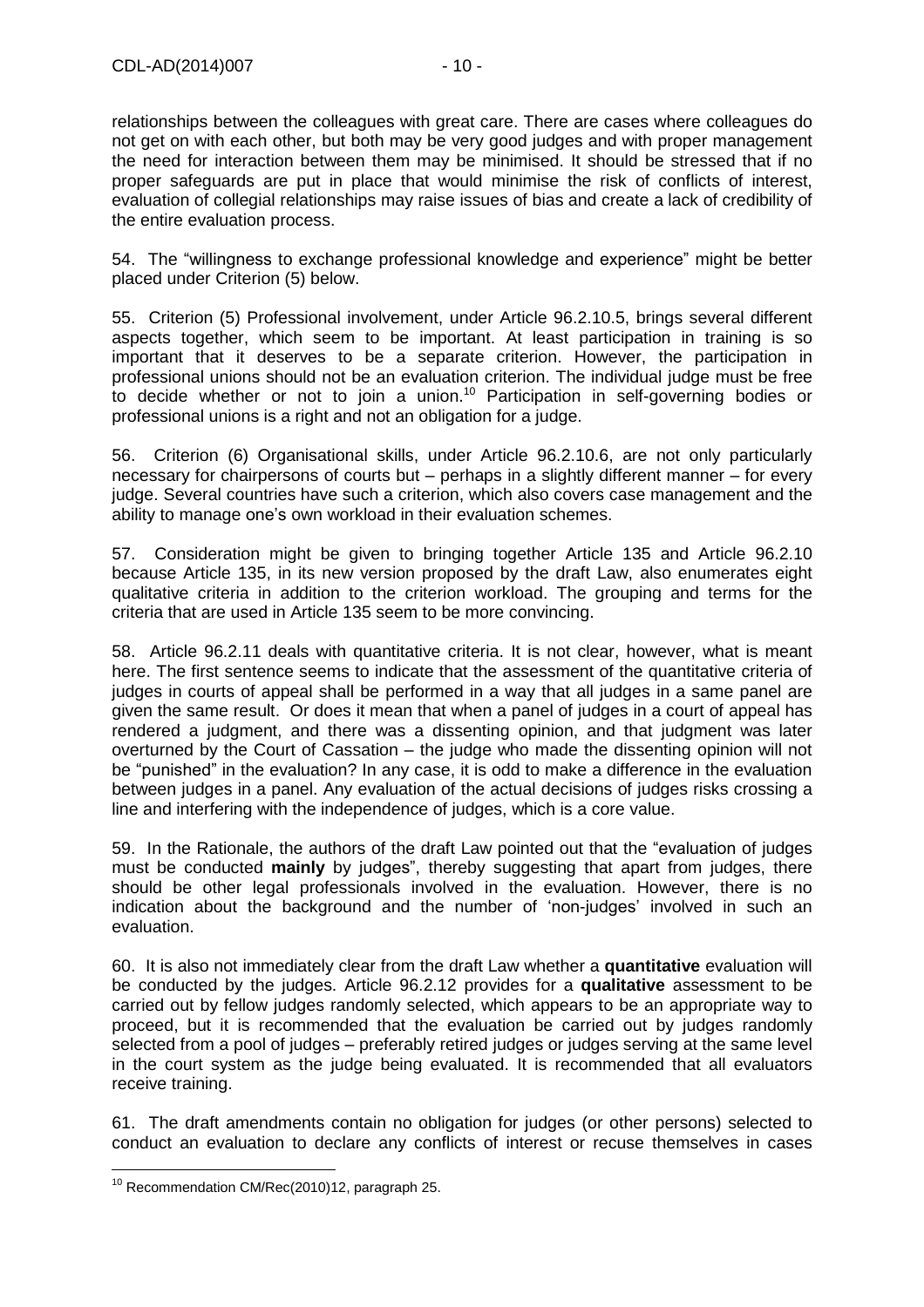relationships between the colleagues with great care. There are cases where colleagues do not get on with each other, but both may be very good judges and with proper management the need for interaction between them may be minimised. It should be stressed that if no proper safeguards are put in place that would minimise the risk of conflicts of interest, evaluation of collegial relationships may raise issues of bias and create a lack of credibility of the entire evaluation process.

54. The "willingness to exchange professional knowledge and experience" might be better placed under Criterion (5) below.

55. Criterion (5) Professional involvement, under Article 96.2.10.5, brings several different aspects together, which seem to be important. At least participation in training is so important that it deserves to be a separate criterion. However, the participation in professional unions should not be an evaluation criterion. The individual judge must be free to decide whether or not to join a union.[10] Participation in self-governing bodies or professional unions is a right and not an obligation for a judge.

56. Criterion (6) Organisational skills, under Article 96.2.10.6, are not only particularly necessary for chairpersons of courts but – perhaps in a slightly different manner – for every judge. Several countries have such a criterion, which also covers case management and the ability to manage one's own workload in their evaluation schemes.

57. Consideration might be given to bringing together Article 135 and Article 96.2.10 because Article 135, in its new version proposed by the draft Law, also enumerates eight qualitative criteria in addition to the criterion workload. The grouping and terms for the criteria that are used in Article 135 seem to be more convincing.

58. Article 96.2.11 deals with quantitative criteria. It is not clear, however, what is meant here. The first sentence seems to indicate that the assessment of the quantitative criteria of judges in courts of appeal shall be performed in a way that all judges in a same panel are given the same result. Or does it mean that when a panel of judges in a court of appeal has rendered a judgment, and there was a dissenting opinion, and that judgment was later overturned by the Court of Cassation – the judge who made the dissenting opinion will not be "punished" in the evaluation? In any case, it is odd to make a difference in the evaluation between judges in a panel. Any evaluation of the actual decisions of judges risks crossing a line and interfering with the independence of judges, which is a core value.

59. In the Rationale, the authors of the draft Law pointed out that the "evaluation of judges must be conducted **mainly** by judges", thereby suggesting that apart from judges, there should be other legal professionals involved in the evaluation. However, there is no indication about the background and the number of 'non-judges' involved in such an evaluation.

60. It is also not immediately clear from the draft Law whether a **quantitative** evaluation will be conducted by the judges. Article 96.2.12 provides for a **qualitative** assessment to be carried out by fellow judges randomly selected, which appears to be an appropriate way to proceed, but it is recommended that the evaluation be carried out by judges randomly selected from a pool of judges – preferably retired judges or judges serving at the same level in the court system as the judge being evaluated. It is recommended that all evaluators receive training.

61. The draft amendments contain no obligation for judges (or other persons) selected to conduct an evaluation to declare any conflicts of interest or recuse themselves in cases

[10] Recommendation CM/Rec(2010)12, paragraph 25.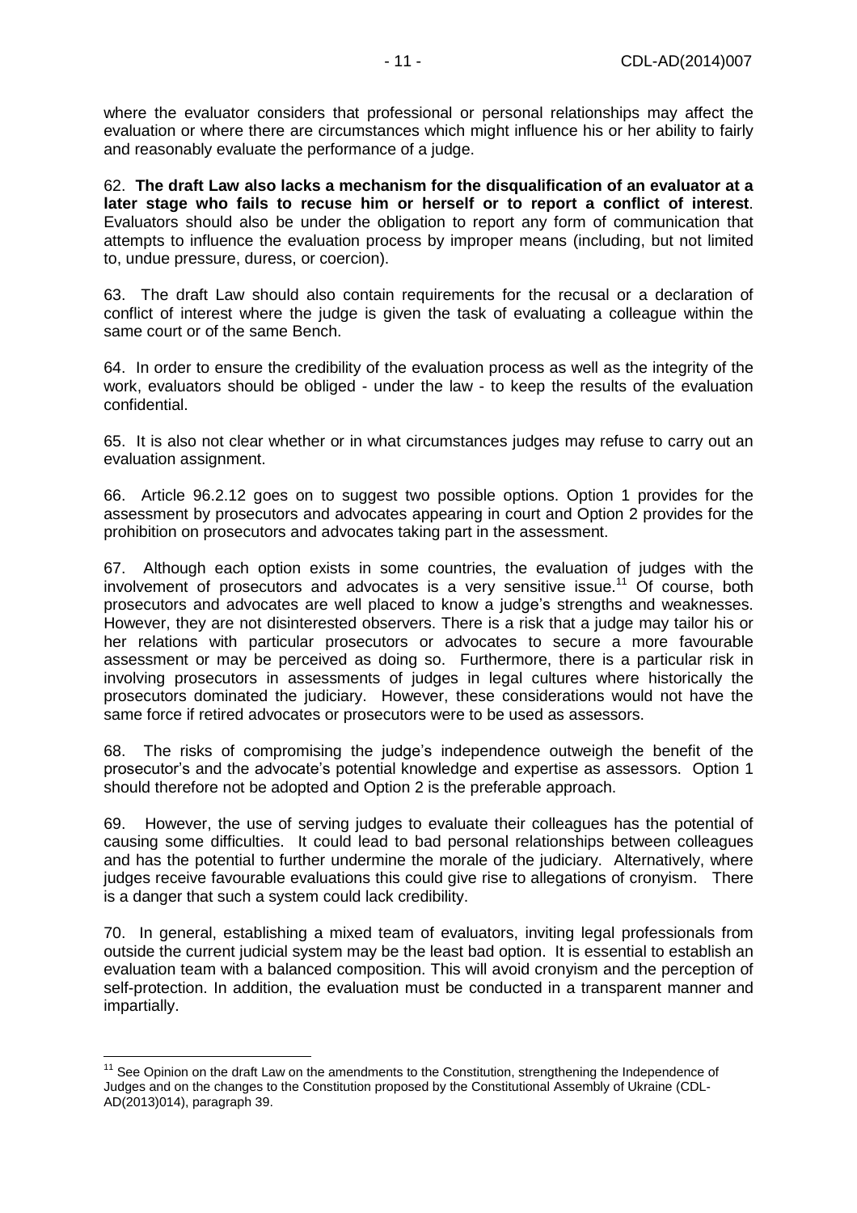where the evaluator considers that professional or personal relationships may affect the evaluation or where there are circumstances which might influence his or her ability to fairly and reasonably evaluate the performance of a judge.

62. **The draft Law also lacks a mechanism for the disqualification of an evaluator at a later stage who fails to recuse him or herself or to report a conflict of interest**. Evaluators should also be under the obligation to report any form of communication that attempts to influence the evaluation process by improper means (including, but not limited to, undue pressure, duress, or coercion).

63. The draft Law should also contain requirements for the recusal or a declaration of conflict of interest where the judge is given the task of evaluating a colleague within the same court or of the same Bench.

64. In order to ensure the credibility of the evaluation process as well as the integrity of the work, evaluators should be obliged - under the law - to keep the results of the evaluation confidential.

65. It is also not clear whether or in what circumstances judges may refuse to carry out an evaluation assignment.

66. Article 96.2.12 goes on to suggest two possible options. Option 1 provides for the assessment by prosecutors and advocates appearing in court and Option 2 provides for the prohibition on prosecutors and advocates taking part in the assessment.

67. Although each option exists in some countries, the evaluation of judges with the involvement of prosecutors and advocates is a very sensitive issue.[11] Of course, both prosecutors and advocates are well placed to know a judge's strengths and weaknesses. However, they are not disinterested observers. There is a risk that a judge may tailor his or her relations with particular prosecutors or advocates to secure a more favourable assessment or may be perceived as doing so. Furthermore, there is a particular risk in involving prosecutors in assessments of judges in legal cultures where historically the prosecutors dominated the judiciary. However, these considerations would not have the same force if retired advocates or prosecutors were to be used as assessors.

68. The risks of compromising the judge's independence outweigh the benefit of the prosecutor's and the advocate's potential knowledge and expertise as assessors. Option 1 should therefore not be adopted and Option 2 is the preferable approach.

69. However, the use of serving judges to evaluate their colleagues has the potential of causing some difficulties. It could lead to bad personal relationships between colleagues and has the potential to further undermine the morale of the judiciary. Alternatively, where judges receive favourable evaluations this could give rise to allegations of cronyism. There is a danger that such a system could lack credibility.

70. In general, establishing a mixed team of evaluators, inviting legal professionals from outside the current judicial system may be the least bad option. It is essential to establish an evaluation team with a balanced composition. This will avoid cronyism and the perception of self-protection. In addition, the evaluation must be conducted in a transparent manner and impartially.

---

[11] See Opinion on the draft Law on the amendments to the Constitution, strengthening the Independence of Judges and on the changes to the Constitution proposed by the Constitutional Assembly of Ukraine (CDL-AD(2013)014), paragraph 39.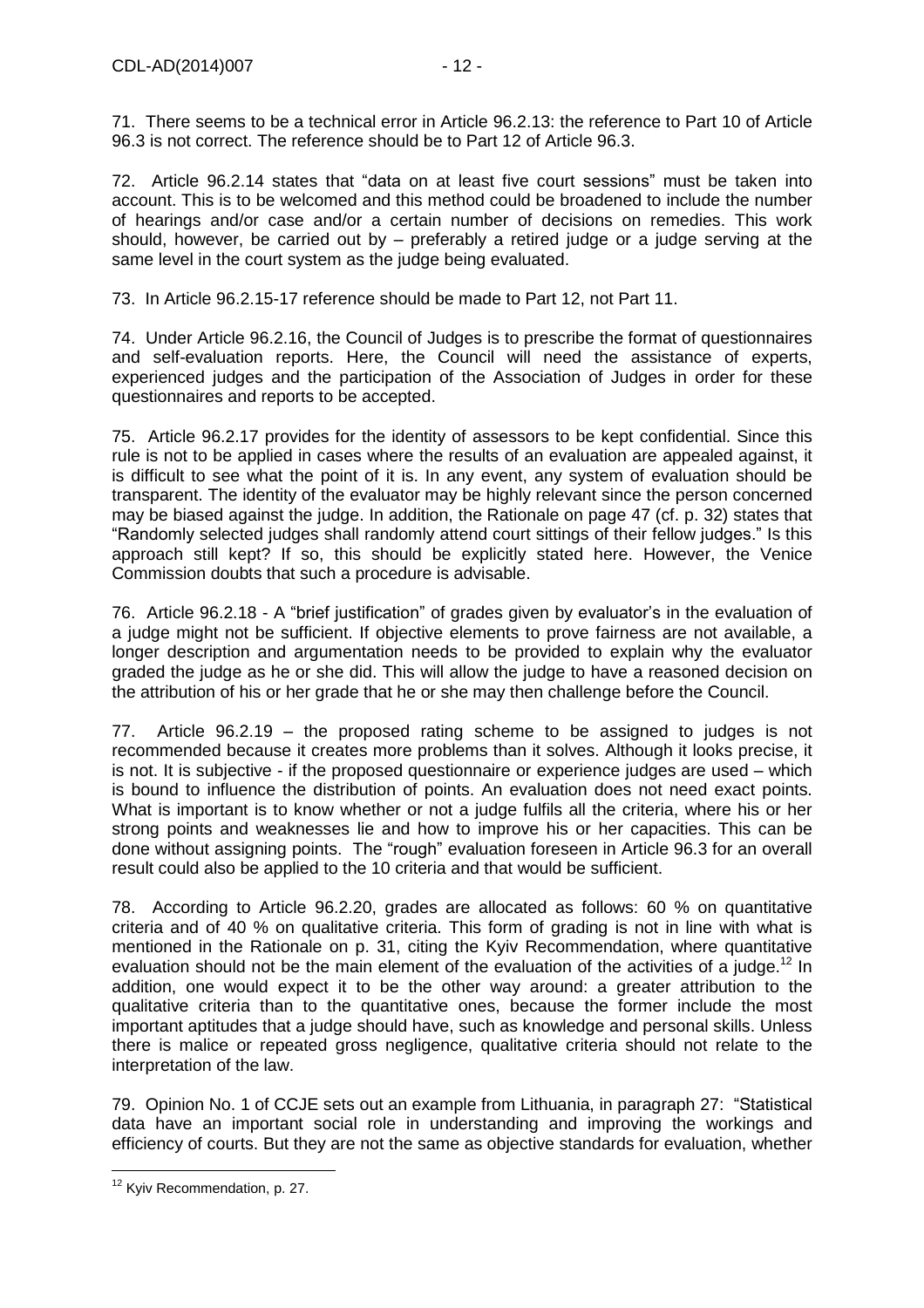71. There seems to be a technical error in Article 96.2.13: the reference to Part 10 of Article 96.3 is not correct. The reference should be to Part 12 of Article 96.3.

72. Article 96.2.14 states that "data on at least five court sessions" must be taken into account. This is to be welcomed and this method could be broadened to include the number of hearings and/or case and/or a certain number of decisions on remedies. This work should, however, be carried out by – preferably a retired judge or a judge serving at the same level in the court system as the judge being evaluated.

73. In Article 96.2.15-17 reference should be made to Part 12, not Part 11.

74. Under Article 96.2.16, the Council of Judges is to prescribe the format of questionnaires and self-evaluation reports. Here, the Council will need the assistance of experts, experienced judges and the participation of the Association of Judges in order for these questionnaires and reports to be accepted.

75. Article 96.2.17 provides for the identity of assessors to be kept confidential. Since this rule is not to be applied in cases where the results of an evaluation are appealed against, it is difficult to see what the point of it is. In any event, any system of evaluation should be transparent. The identity of the evaluator may be highly relevant since the person concerned may be biased against the judge. In addition, the Rationale on page 47 (cf. p. 32) states that "Randomly selected judges shall randomly attend court sittings of their fellow judges." Is this approach still kept? If so, this should be explicitly stated here. However, the Venice Commission doubts that such a procedure is advisable.

76. Article 96.2.18 - A "brief justification" of grades given by evaluator's in the evaluation of a judge might not be sufficient. If objective elements to prove fairness are not available, a longer description and argumentation needs to be provided to explain why the evaluator graded the judge as he or she did. This will allow the judge to have a reasoned decision on the attribution of his or her grade that he or she may then challenge before the Council.

77. Article 96.2.19 – the proposed rating scheme to be assigned to judges is not recommended because it creates more problems than it solves. Although it looks precise, it is not. It is subjective - if the proposed questionnaire or experience judges are used – which is bound to influence the distribution of points. An evaluation does not need exact points. What is important is to know whether or not a judge fulfils all the criteria, where his or her strong points and weaknesses lie and how to improve his or her capacities. This can be done without assigning points. The "rough" evaluation foreseen in Article 96.3 for an overall result could also be applied to the 10 criteria and that would be sufficient.

78. According to Article 96.2.20, grades are allocated as follows: 60 % on quantitative criteria and of 40 % on qualitative criteria. This form of grading is not in line with what is mentioned in the Rationale on p. 31, citing the Kyiv Recommendation, where quantitative evaluation should not be the main element of the evaluation of the activities of a judge.[12] In addition, one would expect it to be the other way around: a greater attribution to the qualitative criteria than to the quantitative ones, because the former include the most important aptitudes that a judge should have, such as knowledge and personal skills. Unless there is malice or repeated gross negligence, qualitative criteria should not relate to the interpretation of the law.

79. Opinion No. 1 of CCJE sets out an example from Lithuania, in paragraph 27: "Statistical data have an important social role in understanding and improving the workings and efficiency of courts. But they are not the same as objective standards for evaluation, whether

[12] Kyiv Recommendation, p. 27.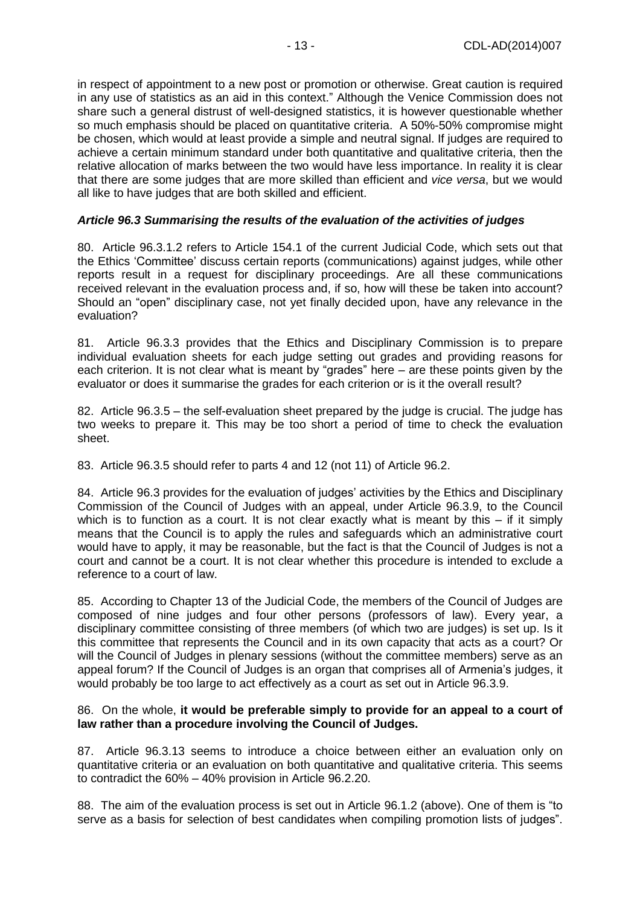in respect of appointment to a new post or promotion or otherwise. Great caution is required in any use of statistics as an aid in this context." Although the Venice Commission does not share such a general distrust of well-designed statistics, it is however questionable whether so much emphasis should be placed on quantitative criteria. A 50%-50% compromise might be chosen, which would at least provide a simple and neutral signal. If judges are required to achieve a certain minimum standard under both quantitative and qualitative criteria, then the relative allocation of marks between the two would have less importance. In reality it is clear that there are some judges that are more skilled than efficient and *vice versa*, but we would all like to have judges that are both skilled and efficient.

### *Article 96.3 Summarising the results of the evaluation of the activities of judges*

80. Article 96.3.1.2 refers to Article 154.1 of the current Judicial Code, which sets out that the Ethics 'Committee' discuss certain reports (communications) against judges, while other reports result in a request for disciplinary proceedings. Are all these communications received relevant in the evaluation process and, if so, how will these be taken into account? Should an "open" disciplinary case, not yet finally decided upon, have any relevance in the evaluation?

81. Article 96.3.3 provides that the Ethics and Disciplinary Commission is to prepare individual evaluation sheets for each judge setting out grades and providing reasons for each criterion. It is not clear what is meant by "grades" here – are these points given by the evaluator or does it summarise the grades for each criterion or is it the overall result?

82. Article 96.3.5 – the self-evaluation sheet prepared by the judge is crucial. The judge has two weeks to prepare it. This may be too short a period of time to check the evaluation sheet.

83. Article 96.3.5 should refer to parts 4 and 12 (not 11) of Article 96.2.

84. Article 96.3 provides for the evaluation of judges' activities by the Ethics and Disciplinary Commission of the Council of Judges with an appeal, under Article 96.3.9, to the Council which is to function as a court. It is not clear exactly what is meant by this – if it simply means that the Council is to apply the rules and safeguards which an administrative court would have to apply, it may be reasonable, but the fact is that the Council of Judges is not a court and cannot be a court. It is not clear whether this procedure is intended to exclude a reference to a court of law.

85. According to Chapter 13 of the Judicial Code, the members of the Council of Judges are composed of nine judges and four other persons (professors of law). Every year, a disciplinary committee consisting of three members (of which two are judges) is set up. Is it this committee that represents the Council and in its own capacity that acts as a court? Or will the Council of Judges in plenary sessions (without the committee members) serve as an appeal forum? If the Council of Judges is an organ that comprises all of Armenia's judges, it would probably be too large to act effectively as a court as set out in Article 96.3.9.

86. On the whole, **it would be preferable simply to provide for an appeal to a court of law rather than a procedure involving the Council of Judges.**

87. Article 96.3.13 seems to introduce a choice between either an evaluation only on quantitative criteria or an evaluation on both quantitative and qualitative criteria. This seems to contradict the 60% – 40% provision in Article 96.2.20.

88. The aim of the evaluation process is set out in Article 96.1.2 (above). One of them is "to serve as a basis for selection of best candidates when compiling promotion lists of judges".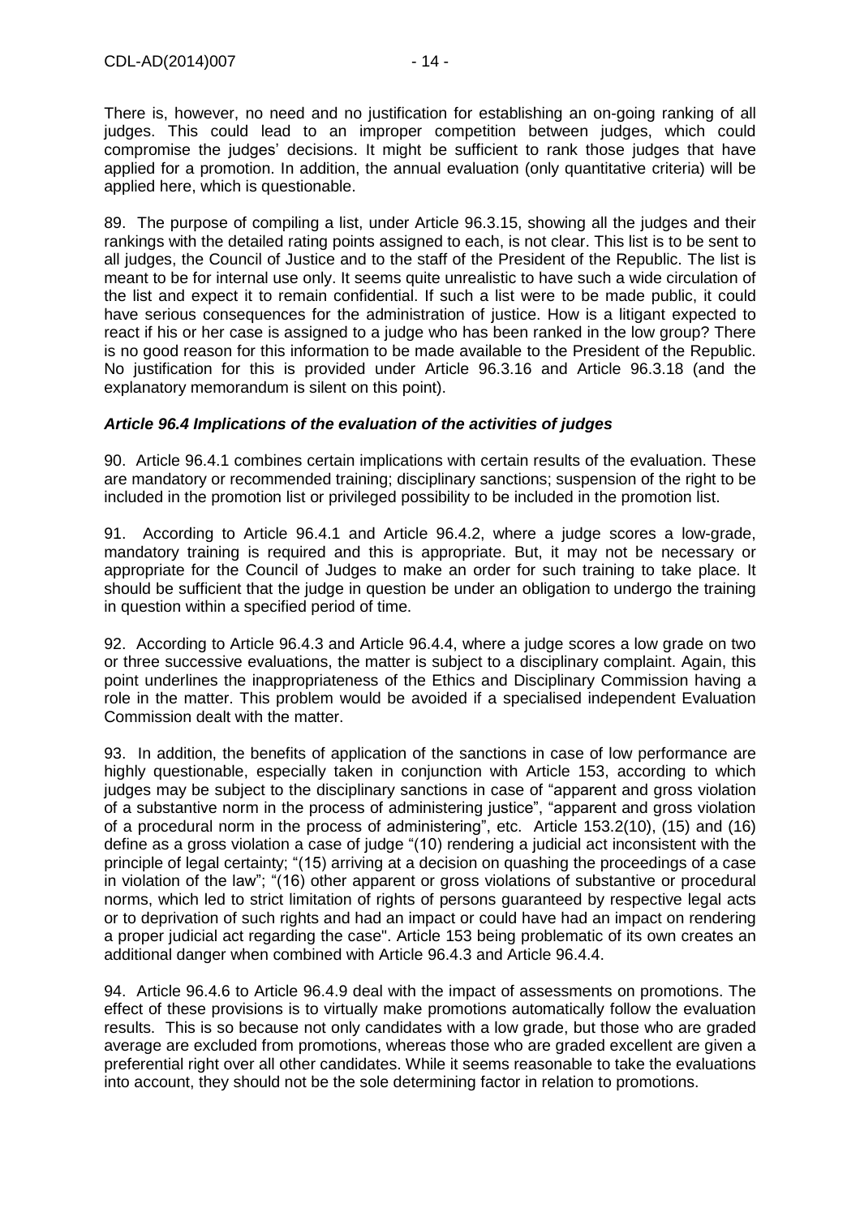There is, however, no need and no justification for establishing an on-going ranking of all judges. This could lead to an improper competition between judges, which could compromise the judges' decisions. It might be sufficient to rank those judges that have applied for a promotion. In addition, the annual evaluation (only quantitative criteria) will be applied here, which is questionable.

89. The purpose of compiling a list, under Article 96.3.15, showing all the judges and their rankings with the detailed rating points assigned to each, is not clear. This list is to be sent to all judges, the Council of Justice and to the staff of the President of the Republic. The list is meant to be for internal use only. It seems quite unrealistic to have such a wide circulation of the list and expect it to remain confidential. If such a list were to be made public, it could have serious consequences for the administration of justice. How is a litigant expected to react if his or her case is assigned to a judge who has been ranked in the low group? There is no good reason for this information to be made available to the President of the Republic. No justification for this is provided under Article 96.3.16 and Article 96.3.18 (and the explanatory memorandum is silent on this point).

### *Article 96.4 Implications of the evaluation of the activities of judges*

90. Article 96.4.1 combines certain implications with certain results of the evaluation. These are mandatory or recommended training; disciplinary sanctions; suspension of the right to be included in the promotion list or privileged possibility to be included in the promotion list.

91. According to Article 96.4.1 and Article 96.4.2, where a judge scores a low-grade, mandatory training is required and this is appropriate. But, it may not be necessary or appropriate for the Council of Judges to make an order for such training to take place. It should be sufficient that the judge in question be under an obligation to undergo the training in question within a specified period of time.

92. According to Article 96.4.3 and Article 96.4.4, where a judge scores a low grade on two or three successive evaluations, the matter is subject to a disciplinary complaint. Again, this point underlines the inappropriateness of the Ethics and Disciplinary Commission having a role in the matter. This problem would be avoided if a specialised independent Evaluation Commission dealt with the matter.

93. In addition, the benefits of application of the sanctions in case of low performance are highly questionable, especially taken in conjunction with Article 153, according to which judges may be subject to the disciplinary sanctions in case of "apparent and gross violation of a substantive norm in the process of administering justice", "apparent and gross violation of a procedural norm in the process of administering", etc. Article 153.2(10), (15) and (16) define as a gross violation a case of judge "(10) rendering a judicial act inconsistent with the principle of legal certainty; "(15) arriving at a decision on quashing the proceedings of a case in violation of the law"; "(16) other apparent or gross violations of substantive or procedural norms, which led to strict limitation of rights of persons guaranteed by respective legal acts or to deprivation of such rights and had an impact or could have had an impact on rendering a proper judicial act regarding the case". Article 153 being problematic of its own creates an additional danger when combined with Article 96.4.3 and Article 96.4.4.

94. Article 96.4.6 to Article 96.4.9 deal with the impact of assessments on promotions. The effect of these provisions is to virtually make promotions automatically follow the evaluation results. This is so because not only candidates with a low grade, but those who are graded average are excluded from promotions, whereas those who are graded excellent are given a preferential right over all other candidates. While it seems reasonable to take the evaluations into account, they should not be the sole determining factor in relation to promotions.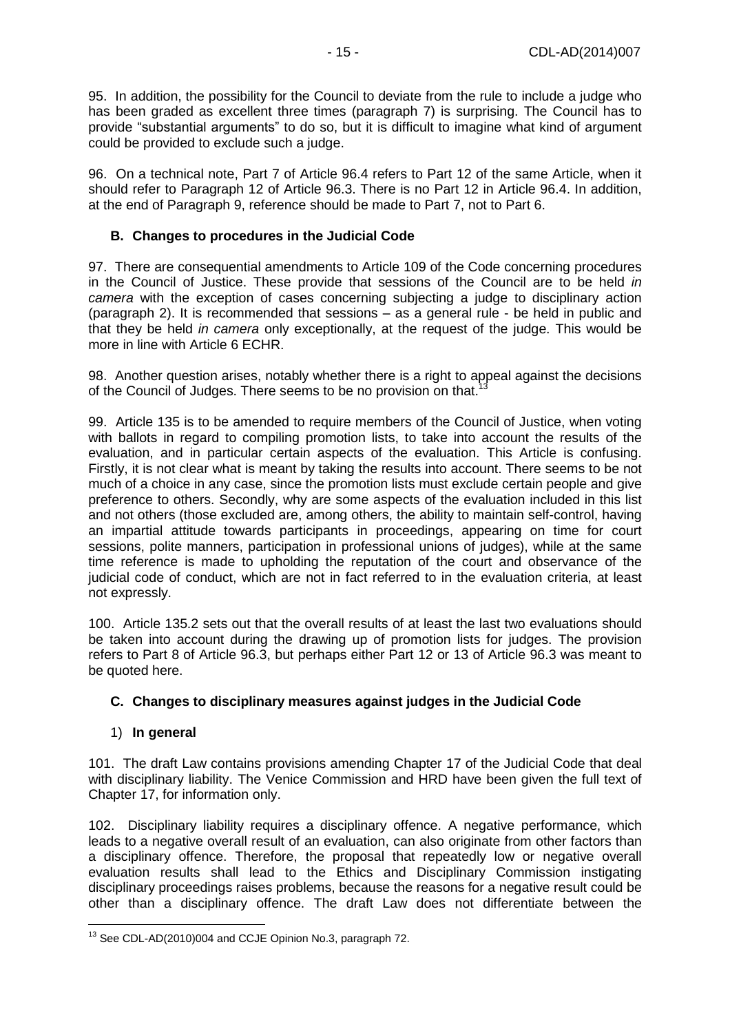95. In addition, the possibility for the Council to deviate from the rule to include a judge who has been graded as excellent three times (paragraph 7) is surprising. The Council has to provide "substantial arguments" to do so, but it is difficult to imagine what kind of argument could be provided to exclude such a judge.

96. On a technical note, Part 7 of Article 96.4 refers to Part 12 of the same Article, when it should refer to Paragraph 12 of Article 96.3. There is no Part 12 in Article 96.4. In addition, at the end of Paragraph 9, reference should be made to Part 7, not to Part 6.

### B. Changes to procedures in the Judicial Code

97. There are consequential amendments to Article 109 of the Code concerning procedures in the Council of Justice. These provide that sessions of the Council are to be held *in camera* with the exception of cases concerning subjecting a judge to disciplinary action (paragraph 2). It is recommended that sessions – as a general rule - be held in public and that they be held *in camera* only exceptionally, at the request of the judge. This would be more in line with Article 6 ECHR.

98. Another question arises, notably whether there is a right to appeal against the decisions of the Council of Judges. There seems to be no provision on that.[13]

99. Article 135 is to be amended to require members of the Council of Justice, when voting with ballots in regard to compiling promotion lists, to take into account the results of the evaluation, and in particular certain aspects of the evaluation. This Article is confusing. Firstly, it is not clear what is meant by taking the results into account. There seems to be not much of a choice in any case, since the promotion lists must exclude certain people and give preference to others. Secondly, why are some aspects of the evaluation included in this list and not others (those excluded are, among others, the ability to maintain self-control, having an impartial attitude towards participants in proceedings, appearing on time for court sessions, polite manners, participation in professional unions of judges), while at the same time reference is made to upholding the reputation of the court and observance of the judicial code of conduct, which are not in fact referred to in the evaluation criteria, at least not expressly.

100. Article 135.2 sets out that the overall results of at least the last two evaluations should be taken into account during the drawing up of promotion lists for judges. The provision refers to Part 8 of Article 96.3, but perhaps either Part 12 or 13 of Article 96.3 was meant to be quoted here.

### C. Changes to disciplinary measures against judges in the Judicial Code

#### 1) In general

101. The draft Law contains provisions amending Chapter 17 of the Judicial Code that deal with disciplinary liability. The Venice Commission and HRD have been given the full text of Chapter 17, for information only.

102. Disciplinary liability requires a disciplinary offence. A negative performance, which leads to a negative overall result of an evaluation, can also originate from other factors than a disciplinary offence. Therefore, the proposal that repeatedly low or negative overall evaluation results shall lead to the Ethics and Disciplinary Commission instigating disciplinary proceedings raises problems, because the reasons for a negative result could be other than a disciplinary offence. The draft Law does not differentiate between the

---

[13] See CDL-AD(2010)004 and CCJE Opinion No.3, paragraph 72.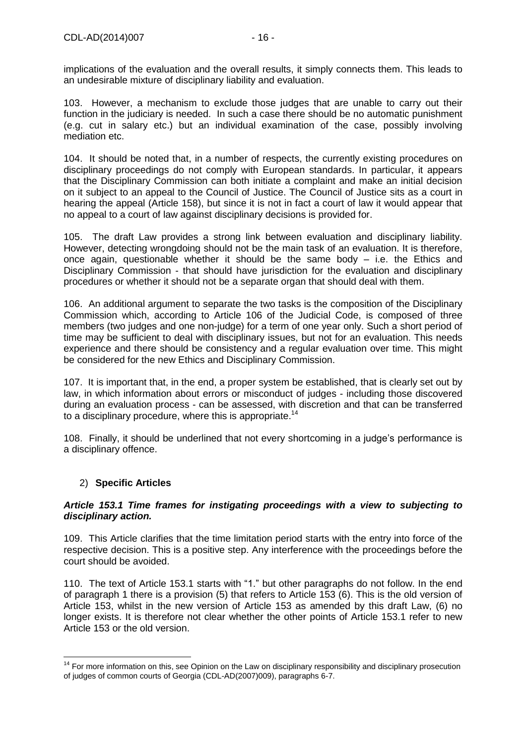implications of the evaluation and the overall results, it simply connects them. This leads to an undesirable mixture of disciplinary liability and evaluation.

103. However, a mechanism to exclude those judges that are unable to carry out their function in the judiciary is needed. In such a case there should be no automatic punishment (e.g. cut in salary etc.) but an individual examination of the case, possibly involving mediation etc.

104. It should be noted that, in a number of respects, the currently existing procedures on disciplinary proceedings do not comply with European standards. In particular, it appears that the Disciplinary Commission can both initiate a complaint and make an initial decision on it subject to an appeal to the Council of Justice. The Council of Justice sits as a court in hearing the appeal (Article 158), but since it is not in fact a court of law it would appear that no appeal to a court of law against disciplinary decisions is provided for.

105. The draft Law provides a strong link between evaluation and disciplinary liability. However, detecting wrongdoing should not be the main task of an evaluation. It is therefore, once again, questionable whether it should be the same body – i.e. the Ethics and Disciplinary Commission - that should have jurisdiction for the evaluation and disciplinary procedures or whether it should not be a separate organ that should deal with them.

106. An additional argument to separate the two tasks is the composition of the Disciplinary Commission which, according to Article 106 of the Judicial Code, is composed of three members (two judges and one non-judge) for a term of one year only. Such a short period of time may be sufficient to deal with disciplinary issues, but not for an evaluation. This needs experience and there should be consistency and a regular evaluation over time. This might be considered for the new Ethics and Disciplinary Commission.

107. It is important that, in the end, a proper system be established, that is clearly set out by law, in which information about errors or misconduct of judges - including those discovered during an evaluation process - can be assessed, with discretion and that can be transferred to a disciplinary procedure, where this is appropriate.[14]

108. Finally, it should be underlined that not every shortcoming in a judge's performance is a disciplinary offence.

## 2) **Specific Articles**

### ***Article 153.1 Time frames for instigating proceedings with a view to subjecting to disciplinary action.***

109. This Article clarifies that the time limitation period starts with the entry into force of the respective decision. This is a positive step. Any interference with the proceedings before the court should be avoided.

110. The text of Article 153.1 starts with "1." but other paragraphs do not follow. In the end of paragraph 1 there is a provision (5) that refers to Article 153 (6). This is the old version of Article 153, whilst in the new version of Article 153 as amended by this draft Law, (6) no longer exists. It is therefore not clear whether the other points of Article 153.1 refer to new Article 153 or the old version.

[14] For more information on this, see Opinion on the Law on disciplinary responsibility and disciplinary prosecution of judges of common courts of Georgia (CDL-AD(2007)009), paragraphs 6-7.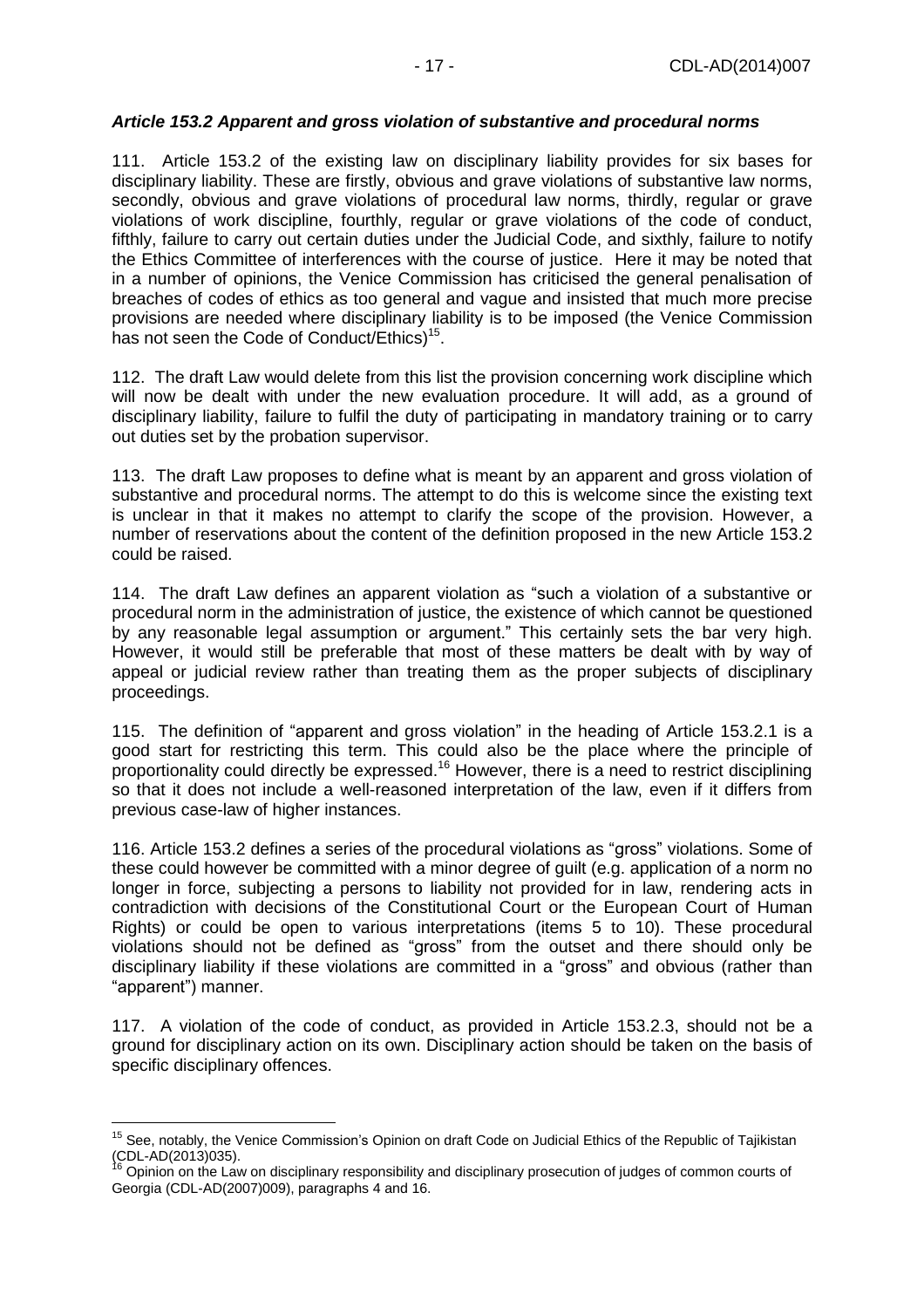### *Article 153.2 Apparent and gross violation of substantive and procedural norms*

111. Article 153.2 of the existing law on disciplinary liability provides for six bases for disciplinary liability. These are firstly, obvious and grave violations of substantive law norms, secondly, obvious and grave violations of procedural law norms, thirdly, regular or grave violations of work discipline, fourthly, regular or grave violations of the code of conduct, fifthly, failure to carry out certain duties under the Judicial Code, and sixthly, failure to notify the Ethics Committee of interferences with the course of justice. Here it may be noted that in a number of opinions, the Venice Commission has criticised the general penalisation of breaches of codes of ethics as too general and vague and insisted that much more precise provisions are needed where disciplinary liability is to be imposed (the Venice Commission has not seen the Code of Conduct/Ethics)[15].

112. The draft Law would delete from this list the provision concerning work discipline which will now be dealt with under the new evaluation procedure. It will add, as a ground of disciplinary liability, failure to fulfil the duty of participating in mandatory training or to carry out duties set by the probation supervisor.

113. The draft Law proposes to define what is meant by an apparent and gross violation of substantive and procedural norms. The attempt to do this is welcome since the existing text is unclear in that it makes no attempt to clarify the scope of the provision. However, a number of reservations about the content of the definition proposed in the new Article 153.2 could be raised.

114. The draft Law defines an apparent violation as "such a violation of a substantive or procedural norm in the administration of justice, the existence of which cannot be questioned by any reasonable legal assumption or argument." This certainly sets the bar very high. However, it would still be preferable that most of these matters be dealt with by way of appeal or judicial review rather than treating them as the proper subjects of disciplinary proceedings.

115. The definition of "apparent and gross violation" in the heading of Article 153.2.1 is a good start for restricting this term. This could also be the place where the principle of proportionality could directly be expressed.[16] However, there is a need to restrict disciplining so that it does not include a well-reasoned interpretation of the law, even if it differs from previous case-law of higher instances.

116. Article 153.2 defines a series of the procedural violations as "gross" violations. Some of these could however be committed with a minor degree of guilt (e.g. application of a norm no longer in force, subjecting a persons to liability not provided for in law, rendering acts in contradiction with decisions of the Constitutional Court or the European Court of Human Rights) or could be open to various interpretations (items 5 to 10). These procedural violations should not be defined as "gross" from the outset and there should only be disciplinary liability if these violations are committed in a "gross" and obvious (rather than "apparent") manner.

117. A violation of the code of conduct, as provided in Article 153.2.3, should not be a ground for disciplinary action on its own. Disciplinary action should be taken on the basis of specific disciplinary offences.

---

[15] See, notably, the Venice Commission's Opinion on draft Code on Judicial Ethics of the Republic of Tajikistan (CDL-AD(2013)035).

[16] Opinion on the Law on disciplinary responsibility and disciplinary prosecution of judges of common courts of Georgia (CDL-AD(2007)009), paragraphs 4 and 16.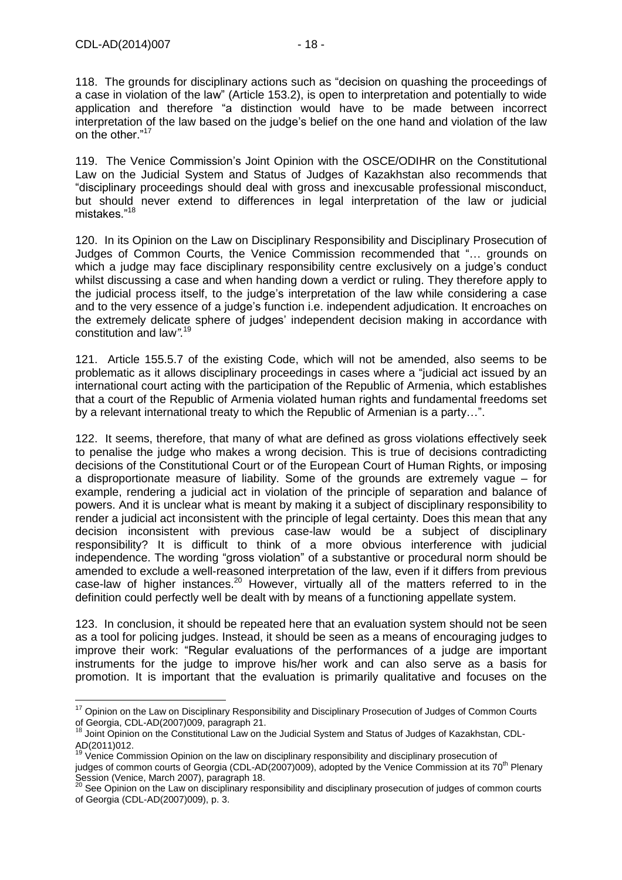118. The grounds for disciplinary actions such as "decision on quashing the proceedings of a case in violation of the law" (Article 153.2), is open to interpretation and potentially to wide application and therefore "a distinction would have to be made between incorrect interpretation of the law based on the judge's belief on the one hand and violation of the law on the other."[17]

119. The Venice Commission's Joint Opinion with the OSCE/ODIHR on the Constitutional Law on the Judicial System and Status of Judges of Kazakhstan also recommends that "disciplinary proceedings should deal with gross and inexcusable professional misconduct, but should never extend to differences in legal interpretation of the law or judicial mistakes."[18]

120. In its Opinion on the Law on Disciplinary Responsibility and Disciplinary Prosecution of Judges of Common Courts, the Venice Commission recommended that "… grounds on which a judge may face disciplinary responsibility centre exclusively on a judge's conduct whilst discussing a case and when handing down a verdict or ruling. They therefore apply to the judicial process itself, to the judge's interpretation of the law while considering a case and to the very essence of a judge's function i.e. independent adjudication. It encroaches on the extremely delicate sphere of judges' independent decision making in accordance with constitution and law*"*.[19]

121. Article 155.5.7 of the existing Code, which will not be amended, also seems to be problematic as it allows disciplinary proceedings in cases where a "judicial act issued by an international court acting with the participation of the Republic of Armenia, which establishes that a court of the Republic of Armenia violated human rights and fundamental freedoms set by a relevant international treaty to which the Republic of Armenian is a party…".

122. It seems, therefore, that many of what are defined as gross violations effectively seek to penalise the judge who makes a wrong decision. This is true of decisions contradicting decisions of the Constitutional Court or of the European Court of Human Rights, or imposing a disproportionate measure of liability. Some of the grounds are extremely vague – for example, rendering a judicial act in violation of the principle of separation and balance of powers. And it is unclear what is meant by making it a subject of disciplinary responsibility to render a judicial act inconsistent with the principle of legal certainty. Does this mean that any decision inconsistent with previous case-law would be a subject of disciplinary responsibility? It is difficult to think of a more obvious interference with judicial independence. The wording "gross violation" of a substantive or procedural norm should be amended to exclude a well-reasoned interpretation of the law, even if it differs from previous case-law of higher instances.[20] However, virtually all of the matters referred to in the definition could perfectly well be dealt with by means of a functioning appellate system.

123. In conclusion, it should be repeated here that an evaluation system should not be seen as a tool for policing judges. Instead, it should be seen as a means of encouraging judges to improve their work: "Regular evaluations of the performances of a judge are important instruments for the judge to improve his/her work and can also serve as a basis for promotion. It is important that the evaluation is primarily qualitative and focuses on the

---

[17] Opinion on the Law on Disciplinary Responsibility and Disciplinary Prosecution of Judges of Common Courts of Georgia, CDL-AD(2007)009, paragraph 21.

[18] Joint Opinion on the Constitutional Law on the Judicial System and Status of Judges of Kazakhstan, CDL-AD(2011)012.

[19] Venice Commission Opinion on the law on disciplinary responsibility and disciplinary prosecution of judges of common courts of Georgia (CDL-AD(2007)009), adopted by the Venice Commission at its 70th Plenary Session (Venice, March 2007), paragraph 18.

[20] See Opinion on the Law on disciplinary responsibility and disciplinary prosecution of judges of common courts of Georgia (CDL-AD(2007)009), p. 3.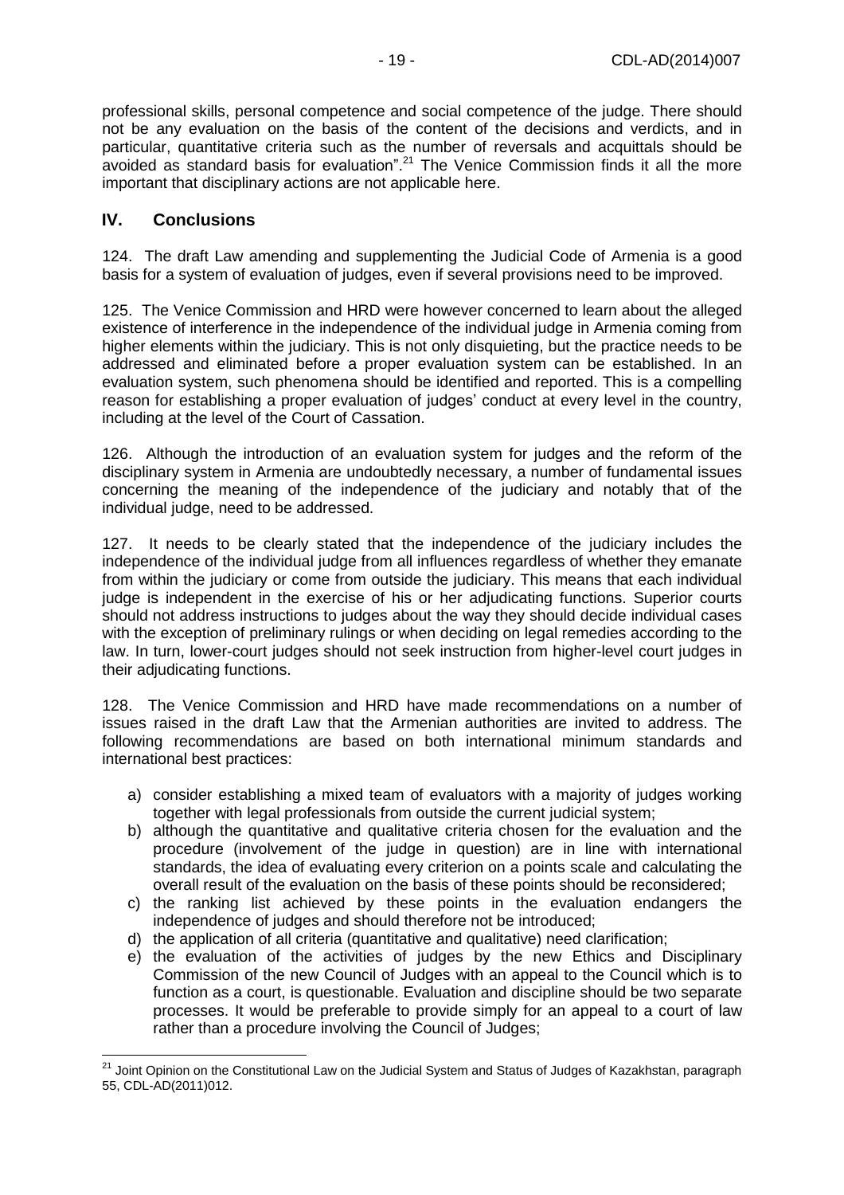professional skills, personal competence and social competence of the judge. There should not be any evaluation on the basis of the content of the decisions and verdicts, and in particular, quantitative criteria such as the number of reversals and acquittals should be avoided as standard basis for evaluation".[21] The Venice Commission finds it all the more important that disciplinary actions are not applicable here.

## IV. Conclusions

124. The draft Law amending and supplementing the Judicial Code of Armenia is a good basis for a system of evaluation of judges, even if several provisions need to be improved.

125. The Venice Commission and HRD were however concerned to learn about the alleged existence of interference in the independence of the individual judge in Armenia coming from higher elements within the judiciary. This is not only disquieting, but the practice needs to be addressed and eliminated before a proper evaluation system can be established. In an evaluation system, such phenomena should be identified and reported. This is a compelling reason for establishing a proper evaluation of judges' conduct at every level in the country, including at the level of the Court of Cassation.

126. Although the introduction of an evaluation system for judges and the reform of the disciplinary system in Armenia are undoubtedly necessary, a number of fundamental issues concerning the meaning of the independence of the judiciary and notably that of the individual judge, need to be addressed.

127. It needs to be clearly stated that the independence of the judiciary includes the independence of the individual judge from all influences regardless of whether they emanate from within the judiciary or come from outside the judiciary. This means that each individual judge is independent in the exercise of his or her adjudicating functions. Superior courts should not address instructions to judges about the way they should decide individual cases with the exception of preliminary rulings or when deciding on legal remedies according to the law. In turn, lower-court judges should not seek instruction from higher-level court judges in their adjudicating functions.

128. The Venice Commission and HRD have made recommendations on a number of issues raised in the draft Law that the Armenian authorities are invited to address. The following recommendations are based on both international minimum standards and international best practices:

a) consider establishing a mixed team of evaluators with a majority of judges working together with legal professionals from outside the current judicial system;
b) although the quantitative and qualitative criteria chosen for the evaluation and the procedure (involvement of the judge in question) are in line with international standards, the idea of evaluating every criterion on a points scale and calculating the overall result of the evaluation on the basis of these points should be reconsidered;
c) the ranking list achieved by these points in the evaluation endangers the independence of judges and should therefore not be introduced;
d) the application of all criteria (quantitative and qualitative) need clarification;
e) the evaluation of the activities of judges by the new Ethics and Disciplinary Commission of the new Council of Judges with an appeal to the Council which is to function as a court, is questionable. Evaluation and discipline should be two separate processes. It would be preferable to provide simply for an appeal to a court of law rather than a procedure involving the Council of Judges;

---

[21] Joint Opinion on the Constitutional Law on the Judicial System and Status of Judges of Kazakhstan, paragraph 55, CDL-AD(2011)012.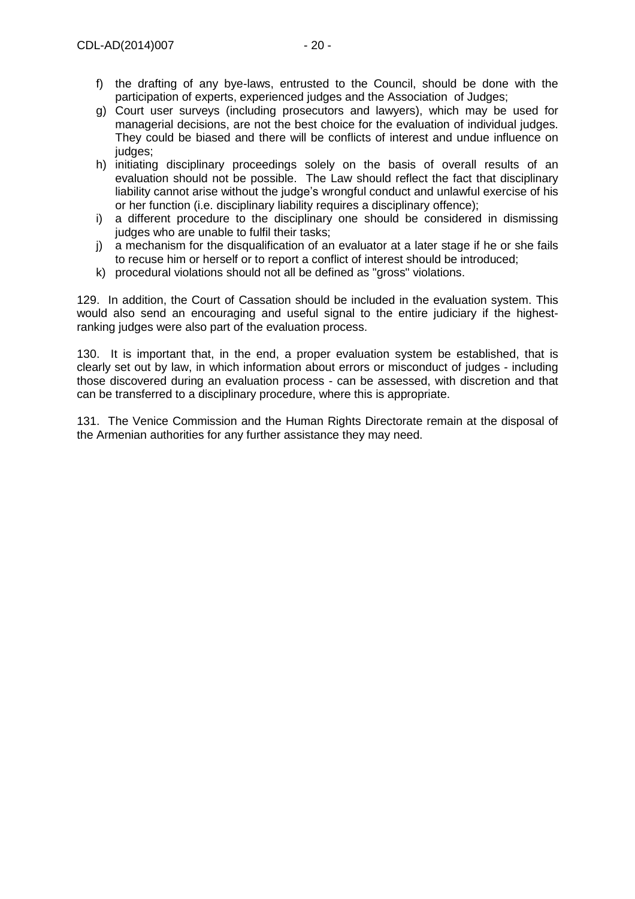f) the drafting of any bye-laws, entrusted to the Council, should be done with the participation of experts, experienced judges and the Association of Judges;
g) Court user surveys (including prosecutors and lawyers), which may be used for managerial decisions, are not the best choice for the evaluation of individual judges. They could be biased and there will be conflicts of interest and undue influence on judges;
h) initiating disciplinary proceedings solely on the basis of overall results of an evaluation should not be possible. The Law should reflect the fact that disciplinary liability cannot arise without the judge's wrongful conduct and unlawful exercise of his or her function (i.e. disciplinary liability requires a disciplinary offence);
i) a different procedure to the disciplinary one should be considered in dismissing judges who are unable to fulfil their tasks;
j) a mechanism for the disqualification of an evaluator at a later stage if he or she fails to recuse him or herself or to report a conflict of interest should be introduced;
k) procedural violations should not all be defined as "gross" violations.

129. In addition, the Court of Cassation should be included in the evaluation system. This would also send an encouraging and useful signal to the entire judiciary if the highest-ranking judges were also part of the evaluation process.

130. It is important that, in the end, a proper evaluation system be established, that is clearly set out by law, in which information about errors or misconduct of judges - including those discovered during an evaluation process - can be assessed, with discretion and that can be transferred to a disciplinary procedure, where this is appropriate.

131. The Venice Commission and the Human Rights Directorate remain at the disposal of the Armenian authorities for any further assistance they may need.